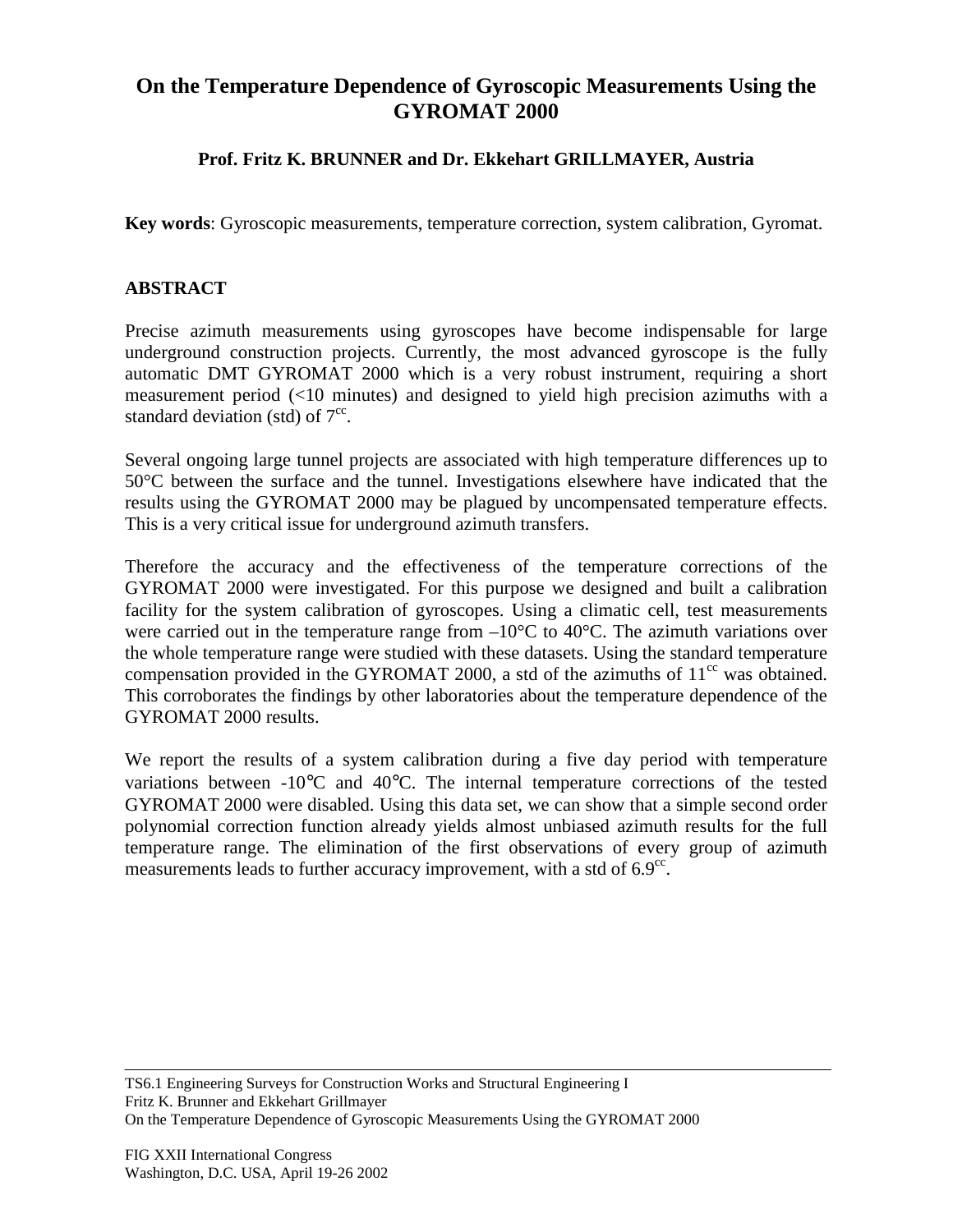# On the Temperature Dependence of Gyroscopic Measurements Using the GYROMAT 2000

**Prof. Fritz K. BRUNNER and Dr. Ekkehart GRILLMAYER, Austria**

**Key words**: Gyroscopic measurements, temperature correction, system calibration, Gyromat.

## ABSTRACT

Precise azimuth measurements using gyroscopes have become indispensable for large underground construction projects. Currently, the most advanced gyroscope is the fully automatic DMT GYROMAT 2000 which is a very robust instrument, requiring a short measurement period (<10 minutes) and designed to yield high precision azimuths with a standard deviation (std) of $7^{cc}$.

Several ongoing large tunnel projects are associated with high temperature differences up to 50°C between the surface and the tunnel. Investigations elsewhere have indicated that the results using the GYROMAT 2000 may be plagued by uncompensated temperature effects. This is a very critical issue for underground azimuth transfers.

Therefore the accuracy and the effectiveness of the temperature corrections of the GYROMAT 2000 were investigated. For this purpose we designed and built a calibration facility for the system calibration of gyroscopes. Using a climatic cell, test measurements were carried out in the temperature range from –10°C to 40°C. The azimuth variations over the whole temperature range were studied with these datasets. Using the standard temperature compensation provided in the GYROMAT 2000, a std of the azimuths of $11^{cc}$ was obtained. This corroborates the findings by other laboratories about the temperature dependence of the GYROMAT 2000 results.

We report the results of a system calibration during a five day period with temperature variations between -10°C and 40°C. The internal temperature corrections of the tested GYROMAT 2000 were disabled. Using this data set, we can show that a simple second order polynomial correction function already yields almost unbiased azimuth results for the full temperature range. The elimination of the first observations of every group of azimuth measurements leads to further accuracy improvement, with a std of $6.9^{cc}$.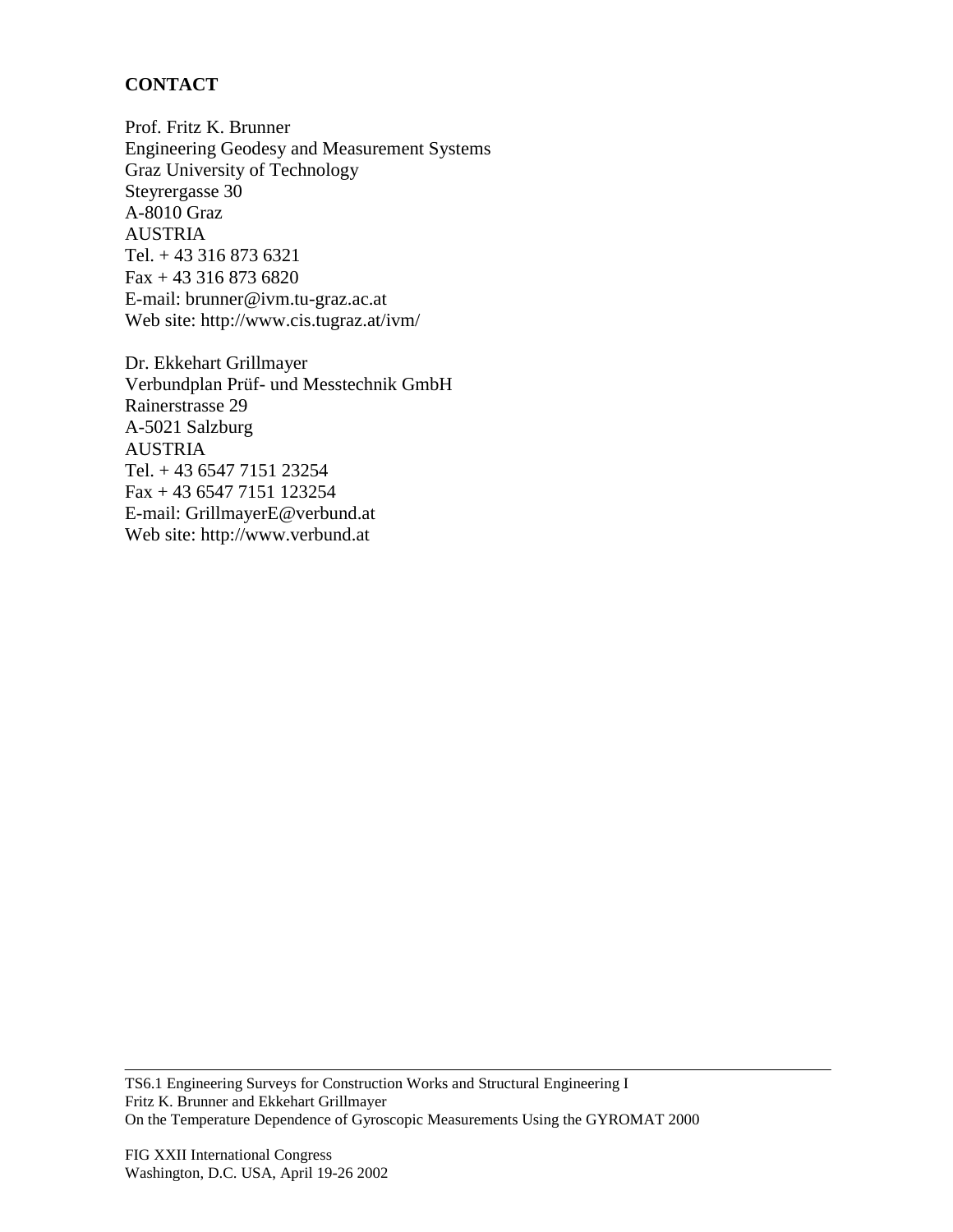## CONTACT

Prof. Fritz K. Brunner
Engineering Geodesy and Measurement Systems
Graz University of Technology
Steyrergasse 30
A-8010 Graz
AUSTRIA
Tel. + 43 316 873 6321
Fax + 43 316 873 6820
E-mail: brunner@ivm.tu-graz.ac.at
Web site: http://www.cis.tugraz.at/ivm/

Dr. Ekkehart Grillmayer
Verbundplan Prüf- und Messtechnik GmbH
Rainerstrasse 29
A-5021 Salzburg
AUSTRIA
Tel. + 43 6547 7151 23254
Fax + 43 6547 7151 123254
E-mail: GrillmayerE@verbund.at
Web site: http://www.verbund.at